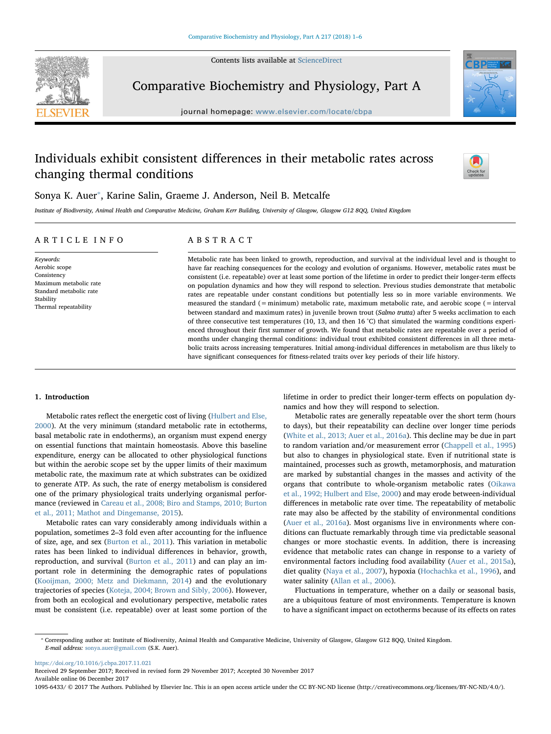# Individuals exhibit consistent differences in their metabolic rates across changing thermal conditions

Sonya K. Auer*, Karine Salin, Graeme J. Anderson, Neil B. Metcalfe

*Institute of Biodiversity, Animal Health and Comparative Medicine, Graham Kerr Building, University of Glasgow, Glasgow G12 8QQ, United Kingdom*

## ARTICLE INFO

*Keywords:*
Aerobic scope
Consistency
Maximum metabolic rate
Standard metabolic rate
Stability
Thermal repeatability

## ABSTRACT

Metabolic rate has been linked to growth, reproduction, and survival at the individual level and is thought to have far reaching consequences for the ecology and evolution of organisms. However, metabolic rates must be consistent (i.e. repeatable) over at least some portion of the lifetime in order to predict their longer-term effects on population dynamics and how they will respond to selection. Previous studies demonstrate that metabolic rates are repeatable under constant conditions but potentially less so in more variable environments. We measured the standard (= minimum) metabolic rate, maximum metabolic rate, and aerobic scope (= interval between standard and maximum rates) in juvenile brown trout (*Salmo trutta*) after 5 weeks acclimation to each of three consecutive test temperatures (10, 13, and then 16 °C) that simulated the warming conditions experienced throughout their first summer of growth. We found that metabolic rates are repeatable over a period of months under changing thermal conditions: individual trout exhibited consistent differences in all three metabolic traits across increasing temperatures. Initial among-individual differences in metabolism are thus likely to have significant consequences for fitness-related traits over key periods of their life history.

## 1. Introduction

Metabolic rates reflect the energetic cost of living (Hulbert and Else, 2000). At the very minimum (standard metabolic rate in ectotherms, basal metabolic rate in endotherms), an organism must expend energy on essential functions that maintain homeostasis. Above this baseline expenditure, energy can be allocated to other physiological functions but within the aerobic scope set by the upper limits of their maximum metabolic rate, the maximum rate at which substrates can be oxidized to generate ATP. As such, the rate of energy metabolism is considered one of the primary physiological traits underlying organismal performance (reviewed in Careau et al., 2008; Biro and Stamps, 2010; Burton et al., 2011; Mathot and Dingemanse, 2015).

Metabolic rates can vary considerably among individuals within a population, sometimes 2–3 fold even after accounting for the influence of size, age, and sex (Burton et al., 2011). This variation in metabolic rates has been linked to individual differences in behavior, growth, reproduction, and survival (Burton et al., 2011) and can play an important role in determining the demographic rates of populations (Kooijman, 2000; Metz and Diekmann, 2014) and the evolutionary trajectories of species (Koteja, 2004; Brown and Sibly, 2006). However, from both an ecological and evolutionary perspective, metabolic rates must be consistent (i.e. repeatable) over at least some portion of the lifetime in order to predict their longer-term effects on population dynamics and how they will respond to selection.

Metabolic rates are generally repeatable over the short term (hours to days), but their repeatability can decline over longer time periods (White et al., 2013; Auer et al., 2016a). This decline may be due in part to random variation and/or measurement error (Chappell et al., 1995) but also to changes in physiological state. Even if nutritional state is maintained, processes such as growth, metamorphosis, and maturation are marked by substantial changes in the masses and activity of the organs that contribute to whole-organism metabolic rates (Oikawa et al., 1992; Hulbert and Else, 2000) and may erode between-individual differences in metabolic rate over time. The repeatability of metabolic rate may also be affected by the stability of environmental conditions (Auer et al., 2016a). Most organisms live in environments where conditions can fluctuate remarkably through time via predictable seasonal changes or more stochastic events. In addition, there is increasing evidence that metabolic rates can change in response to a variety of environmental factors including food availability (Auer et al., 2015a), diet quality (Naya et al., 2007), hypoxia (Hochachka et al., 1996), and water salinity (Allan et al., 2006).

Fluctuations in temperature, whether on a daily or seasonal basis, are a ubiquitous feature of most environments. Temperature is known to have a significant impact on ectotherms because of its effects on rates

---

* Corresponding author at: Institute of Biodiversity, Animal Health and Comparative Medicine, University of Glasgow, Glasgow G12 8QQ, United Kingdom.
*E-mail address:* sonya.auer@gmail.com (S.K. Auer).

https://doi.org/10.1016/j.cbpa.2017.11.021
Received 29 September 2017; Received in revised form 29 November 2017; Accepted 30 November 2017
Available online 06 December 2017
1095-6433/ © 2017 The Authors. Published by Elsevier Inc. This is an open access article under the CC BY-NC-ND license (http://creativecommons.org/licenses/BY-NC-ND/4.0/).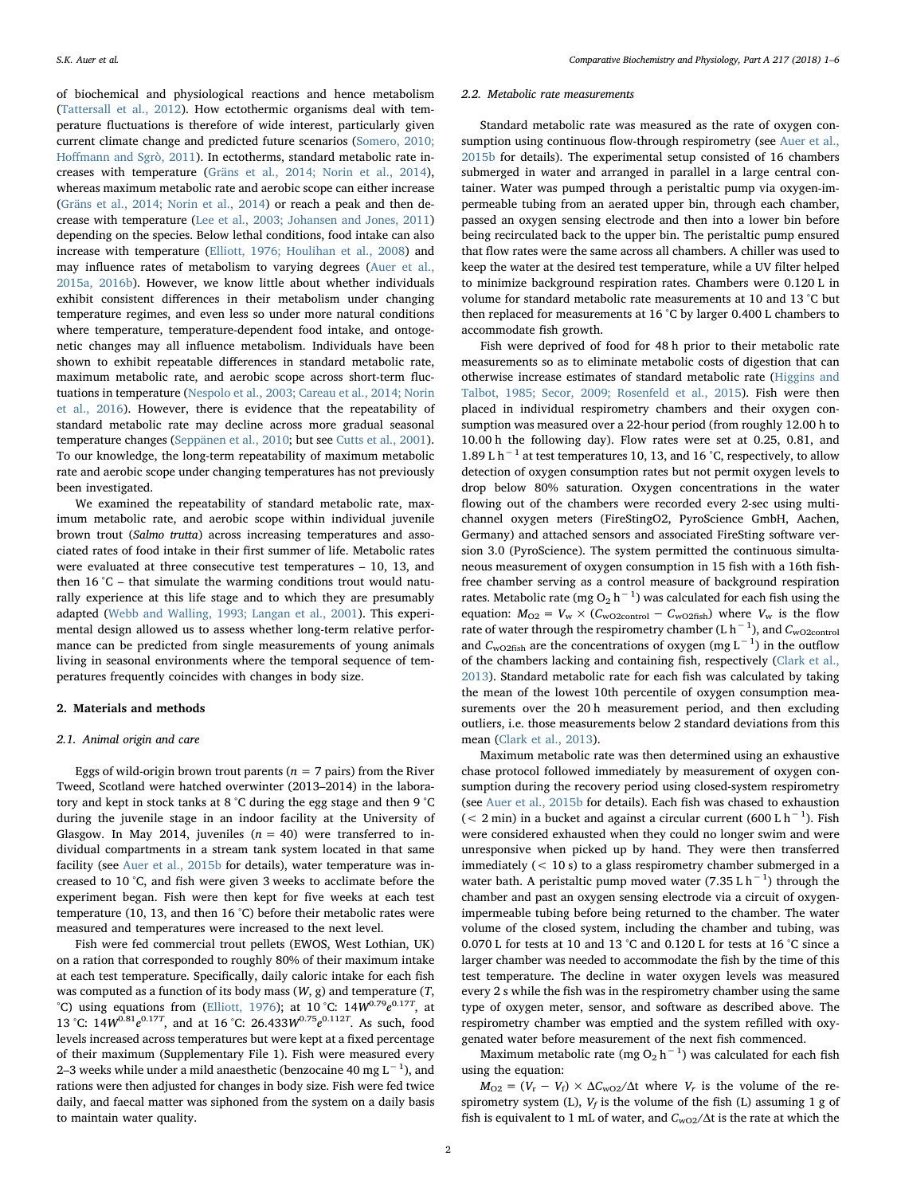of biochemical and physiological reactions and hence metabolism (Tattersall et al., 2012). How ectothermic organisms deal with temperature fluctuations is therefore of wide interest, particularly given current climate change and predicted future scenarios (Somero, 2010; Hoffmann and Sgrò, 2011). In ectotherms, standard metabolic rate increases with temperature (Gräns et al., 2014; Norin et al., 2014), whereas maximum metabolic rate and aerobic scope can either increase (Gräns et al., 2014; Norin et al., 2014) or reach a peak and then decrease with temperature (Lee et al., 2003; Johansen and Jones, 2011) depending on the species. Below lethal conditions, food intake can also increase with temperature (Elliott, 1976; Houlihan et al., 2008) and may influence rates of metabolism to varying degrees (Auer et al., 2015a, 2016b). However, we know little about whether individuals exhibit consistent differences in their metabolism under changing temperature regimes, and even less so under more natural conditions where temperature, temperature-dependent food intake, and ontogenetic changes may all influence metabolism. Individuals have been shown to exhibit repeatable differences in standard metabolic rate, maximum metabolic rate, and aerobic scope across short-term fluctuations in temperature (Nespolo et al., 2003; Careau et al., 2014; Norin et al., 2016). However, there is evidence that the repeatability of standard metabolic rate may decline across more gradual seasonal temperature changes (Seppänen et al., 2010; but see Cutts et al., 2001). To our knowledge, the long-term repeatability of maximum metabolic rate and aerobic scope under changing temperatures has not previously been investigated.

We examined the repeatability of standard metabolic rate, maximum metabolic rate, and aerobic scope within individual juvenile brown trout (*Salmo trutta*) across increasing temperatures and associated rates of food intake in their first summer of life. Metabolic rates were evaluated at three consecutive test temperatures – 10, 13, and then 16 °C – that simulate the warming conditions trout would naturally experience at this life stage and to which they are presumably adapted (Webb and Walling, 1993; Langan et al., 2001). This experimental design allowed us to assess whether long-term relative performance can be predicted from single measurements of young animals living in seasonal environments where the temporal sequence of temperatures frequently coincides with changes in body size.

## 2. Materials and methods

### 2.1. Animal origin and care

Eggs of wild-origin brown trout parents ($n = 7$ pairs) from the River Tweed, Scotland were hatched overwinter (2013–2014) in the laboratory and kept in stock tanks at 8 °C during the egg stage and then 9 °C during the juvenile stage in an indoor facility at the University of Glasgow. In May 2014, juveniles ($n = 40$) were transferred to individual compartments in a stream tank system located in that same facility (see Auer et al., 2015b for details), water temperature was increased to 10 °C, and fish were given 3 weeks to acclimate before the experiment began. Fish were then kept for five weeks at each test temperature (10, 13, and then 16 °C) before their metabolic rates were measured and temperatures were increased to the next level.

Fish were fed commercial trout pellets (EWOS, West Lothian, UK) on a ration that corresponded to roughly 80% of their maximum intake at each test temperature. Specifically, daily caloric intake for each fish was computed as a function of its body mass ($W$, g) and temperature ($T$, °C) using equations from (Elliott, 1976); at 10 °C: $14W^{0.79}e^{0.17T}$, at 13 °C: $14W^{0.81}e^{0.17T}$, and at 16 °C: $26.433W^{0.75}e^{0.112T}$. As such, food levels increased across temperatures but were kept at a fixed percentage of their maximum (Supplementary File 1). Fish were measured every 2–3 weeks while under a mild anaesthetic (benzocaine 40 mg $L^{-1}$), and rations were then adjusted for changes in body size. Fish were fed twice daily, and faecal matter was siphoned from the system on a daily basis to maintain water quality.

### 2.2. Metabolic rate measurements

Standard metabolic rate was measured as the rate of oxygen consumption using continuous flow-through respirometry (see Auer et al., 2015b for details). The experimental setup consisted of 16 chambers submerged in water and arranged in parallel in a large central container. Water was pumped through a peristaltic pump via oxygen-impermeable tubing from an aerated upper bin, through each chamber, passed an oxygen sensing electrode and then into a lower bin before being recirculated back to the upper bin. The peristaltic pump ensured that flow rates were the same across all chambers. A chiller was used to keep the water at the desired test temperature, while a UV filter helped to minimize background respiration rates. Chambers were 0.120 L in volume for standard metabolic rate measurements at 10 and 13 °C but then replaced for measurements at 16 °C by larger 0.400 L chambers to accommodate fish growth.

Fish were deprived of food for 48 h prior to their metabolic rate measurements so as to eliminate metabolic costs of digestion that can otherwise increase estimates of standard metabolic rate (Higgins and Talbot, 1985; Secor, 2009; Rosenfeld et al., 2015). Fish were then placed in individual respirometry chambers and their oxygen consumption was measured over a 22-hour period (from roughly 12.00 h to 10.00 h the following day). Flow rates were set at 0.25, 0.81, and 1.89 L $h^{-1}$ at test temperatures 10, 13, and 16 °C, respectively, to allow detection of oxygen consumption rates but not permit oxygen levels to drop below 80% saturation. Oxygen concentrations in the water flowing out of the chambers were recorded every 2-sec using multichannel oxygen meters (FireStingO2, PyroScience GmbH, Aachen, Germany) and attached sensors and associated FireSting software version 3.0 (PyroScience). The system permitted the continuous simultaneous measurement of oxygen consumption in 15 fish with a 16th fish-free chamber serving as a control measure of background respiration rates. Metabolic rate (mg $O_2$ $h^{-1}$) was calculated for each fish using the equation: $M_{O2} = V_w \times (C_{wO2control} - C_{wO2fish})$ where $V_w$ is the flow rate of water through the respirometry chamber (L $h^{-1}$), and $C_{wO2control}$ and $C_{wO2fish}$ are the concentrations of oxygen (mg $L^{-1}$) in the outflow of the chambers lacking and containing fish, respectively (Clark et al., 2013). Standard metabolic rate for each fish was calculated by taking the mean of the lowest 10th percentile of oxygen consumption measurements over the 20 h measurement period, and then excluding outliers, i.e. those measurements below 2 standard deviations from this mean (Clark et al., 2013).

Maximum metabolic rate was then determined using an exhaustive chase protocol followed immediately by measurement of oxygen consumption during the recovery period using closed-system respirometry (see Auer et al., 2015b for details). Each fish was chased to exhaustion (< 2 min) in a bucket and against a circular current (600 L $h^{-1}$). Fish were considered exhausted when they could no longer swim and were unresponsive when picked up by hand. They were then transferred immediately (< 10 s) to a glass respirometry chamber submerged in a water bath. A peristaltic pump moved water (7.35 L $h^{-1}$) through the chamber and past an oxygen sensing electrode via a circuit of oxygen-impermeable tubing before being returned to the chamber. The water volume of the closed system, including the chamber and tubing, was 0.070 L for tests at 10 and 13 °C and 0.120 L for tests at 16 °C since a larger chamber was needed to accommodate the fish by the time of this test temperature. The decline in water oxygen levels was measured every 2 s while the fish was in the respirometry chamber using the same type of oxygen meter, sensor, and software as described above. The respirometry chamber was emptied and the system refilled with oxygenated water before measurement of the next fish commenced.

Maximum metabolic rate (mg $O_2$ $h^{-1}$) was calculated for each fish using the equation:

$M_{O2} = (V_r - V_f) \times \Delta C_{wO2}/\Delta t$ where $V_r$ is the volume of the respirometry system (L), $V_f$ is the volume of the fish (L) assuming 1 g of fish is equivalent to 1 mL of water, and $C_{wO2}/\Delta t$ is the rate at which the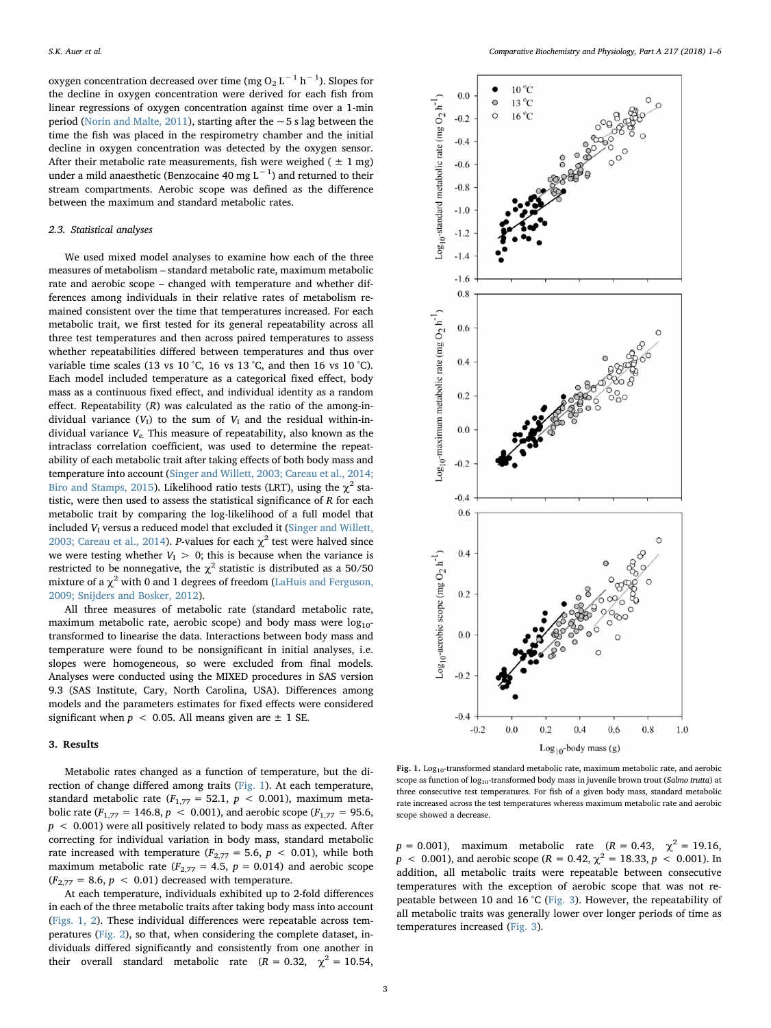oxygen concentration decreased over time (mg $O_2$ $L^{-1}$ $h^{-1}$). Slopes for the decline in oxygen concentration were derived for each fish from linear regressions of oxygen concentration against time over a 1-min period (Norin and Malte, 2011), starting after the ~5 s lag between the time the fish was placed in the respirometry chamber and the initial decline in oxygen concentration was detected by the oxygen sensor. After their metabolic rate measurements, fish were weighed (± 1 mg) under a mild anaesthetic (Benzocaine 40 mg $L^{-1}$) and returned to their stream compartments. Aerobic scope was defined as the difference between the maximum and standard metabolic rates.

### 2.3. Statistical analyses

We used mixed model analyses to examine how each of the three measures of metabolism – standard metabolic rate, maximum metabolic rate and aerobic scope – changed with temperature and whether differences among individuals in their relative rates of metabolism remained consistent over the time that temperatures increased. For each metabolic trait, we first tested for its general repeatability across all three test temperatures and then across paired temperatures to assess whether repeatabilities differed between temperatures and thus over variable time scales (13 vs 10 °C, 16 vs 13 °C, and then 16 vs 10 °C). Each model included temperature as a categorical fixed effect, body mass as a continuous fixed effect, and individual identity as a random effect. Repeatability ($R$) was calculated as the ratio of the among-individual variance ($V_I$) to the sum of $V_I$ and the residual within-individual variance $V_e$. This measure of repeatability, also known as the intraclass correlation coefficient, was used to determine the repeatability of each metabolic trait after taking effects of both body mass and temperature into account (Singer and Willett, 2003; Careau et al., 2014; Biro and Stamps, 2015). Likelihood ratio tests (LRT), using the $\chi^2$ statistic, were then used to assess the statistical significance of $R$ for each metabolic trait by comparing the log-likelihood of a full model that included $V_I$ versus a reduced model that excluded it (Singer and Willett, 2003; Careau et al., 2014). $P$-values for each $\chi^2$ test were halved since we were testing whether $V_I > 0$; this is because when the variance is restricted to be nonnegative, the $\chi^2$ statistic is distributed as a 50/50 mixture of a $\chi^2$ with 0 and 1 degrees of freedom (LaHuis and Ferguson, 2009; Snijders and Bosker, 2012).

All three measures of metabolic rate (standard metabolic rate, maximum metabolic rate, aerobic scope) and body mass were $\log_{10}$-transformed to linearise the data. Interactions between body mass and temperature were found to be nonsignificant in initial analyses, i.e. slopes were homogeneous, so were excluded from final models. Analyses were conducted using the MIXED procedures in SAS version 9.3 (SAS Institute, Cary, North Carolina, USA). Differences among models and the parameters estimates for fixed effects were considered significant when $p < 0.05$. All means given are ± 1 SE.

## 3. Results

Metabolic rates changed as a function of temperature, but the direction of change differed among traits (Fig. 1). At each temperature, standard metabolic rate ($F_{1,77} = 52.1$, $p < 0.001$), maximum metabolic rate ($F_{1,77} = 146.8$, $p < 0.001$), and aerobic scope ($F_{1,77} = 95.6$, $p < 0.001$) were all positively related to body mass as expected. After correcting for individual variation in body mass, standard metabolic rate increased with temperature ($F_{2,77} = 5.6$, $p < 0.01$), while both maximum metabolic rate ($F_{2,77} = 4.5$, $p = 0.014$) and aerobic scope ($F_{2,77} = 8.6$, $p < 0.01$) decreased with temperature.

At each temperature, individuals exhibited up to 2-fold differences in each of the three metabolic traits after taking body mass into account (Figs. 1, 2). These individual differences were repeatable across temperatures (Fig. 2), so that, when considering the complete dataset, individuals differed significantly and consistently from one another in their overall standard metabolic rate ($R = 0.32$, $\chi^2 = 10.54$, $p = 0.001$), maximum metabolic rate ($R = 0.43$, $\chi^2 = 19.16$, $p < 0.001$), and aerobic scope ($R = 0.42$, $\chi^2 = 18.33$, $p < 0.001$). In addition, all metabolic traits were repeatable between consecutive temperatures with the exception of aerobic scope that was not repeatable between 10 and 16 °C (Fig. 3). However, the repeatability of all metabolic traits was generally lower over longer periods of time as temperatures increased (Fig. 3).

**Fig. 1.** $\log_{10}$-transformed standard metabolic rate, maximum metabolic rate, and aerobic scope as function of $\log_{10}$-transformed body mass in juvenile brown trout (*Salmo trutta*) at three consecutive test temperatures. For fish of a given body mass, standard metabolic rate increased across the test temperatures whereas maximum metabolic rate and aerobic scope showed a decrease.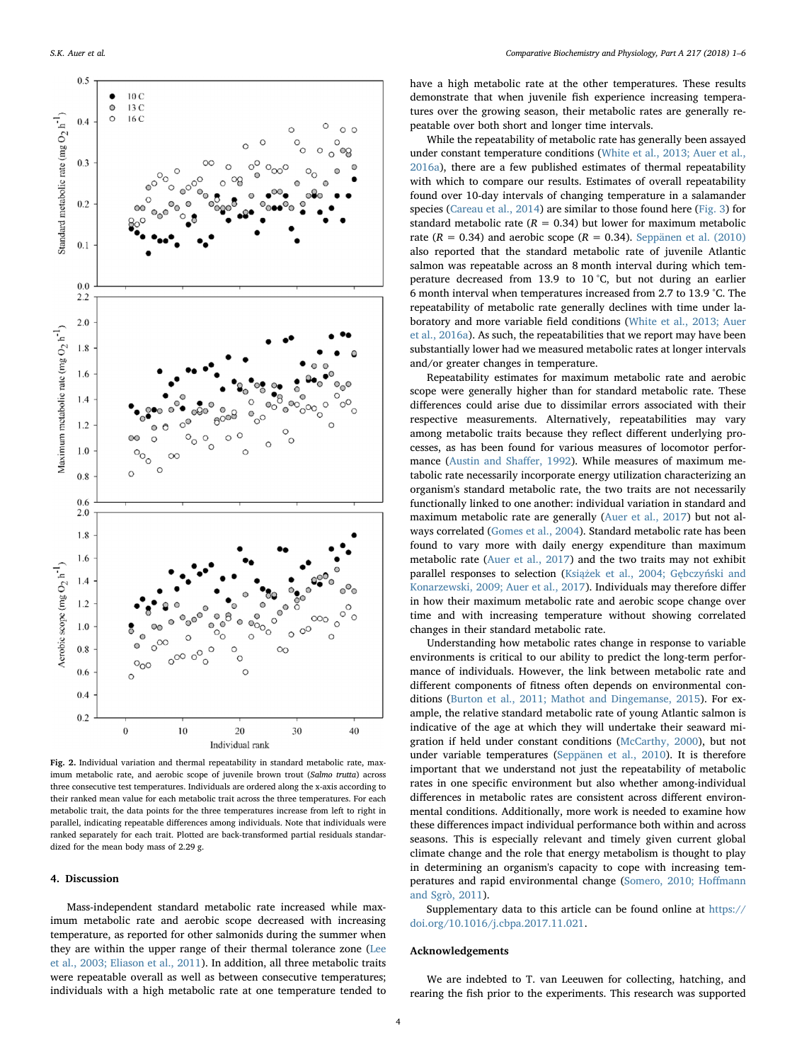Fig. 2. Individual variation and thermal repeatability in standard metabolic rate, maximum metabolic rate, and aerobic scope of juvenile brown trout (*Salmo trutta*) across three consecutive test temperatures. Individuals are ordered along the x-axis according to their ranked mean value for each metabolic trait across the three temperatures. For each metabolic trait, the data points for the three temperatures increase from left to right in parallel, indicating repeatable differences among individuals. Note that individuals were ranked separately for each trait. Plotted are back-transformed partial residuals standardized for the mean body mass of 2.29 g.

## 4. Discussion

Mass-independent standard metabolic rate increased while maximum metabolic rate and aerobic scope decreased with increasing temperature, as reported for other salmonids during the summer when they are within the upper range of their thermal tolerance zone (Lee et al., 2003; Eliason et al., 2011). In addition, all three metabolic traits were repeatable overall as well as between consecutive temperatures; individuals with a high metabolic rate at one temperature tended to have a high metabolic rate at the other temperatures. These results demonstrate that when juvenile fish experience increasing temperatures over the growing season, their metabolic rates are generally repeatable over both short and longer time intervals.

While the repeatability of metabolic rate has generally been assayed under constant temperature conditions (White et al., 2013; Auer et al., 2016a), there are a few published estimates of thermal repeatability with which to compare our results. Estimates of overall repeatability found over 10-day intervals of changing temperature in a salamander species (Careau et al., 2014) are similar to those found here (Fig. 3) for standard metabolic rate ($R = 0.34$) but lower for maximum metabolic rate ($R = 0.34$) and aerobic scope ($R = 0.34$). Seppänen et al. (2010) also reported that the standard metabolic rate of juvenile Atlantic salmon was repeatable across an 8 month interval during which temperature decreased from 13.9 to 10 °C, but not during an earlier 6 month interval when temperatures increased from 2.7 to 13.9 °C. The repeatability of metabolic rate generally declines with time under laboratory and more variable field conditions (White et al., 2013; Auer et al., 2016a). As such, the repeatabilities that we report may have been substantially lower had we measured metabolic rates at longer intervals and/or greater changes in temperature.

Repeatability estimates for maximum metabolic rate and aerobic scope were generally higher than for standard metabolic rate. These differences could arise due to dissimilar errors associated with their respective measurements. Alternatively, repeatabilities may vary among metabolic traits because they reflect different underlying processes, as has been found for various measures of locomotor performance (Austin and Shaffer, 1992). While measures of maximum metabolic rate necessarily incorporate energy utilization characterizing an organism's standard metabolic rate, the two traits are not necessarily functionally linked to one another: individual variation in standard and maximum metabolic rate are generally (Auer et al., 2017) but not always correlated (Gomes et al., 2004). Standard metabolic rate has been found to vary more with daily energy expenditure than maximum metabolic rate (Auer et al., 2017) and the two traits may not exhibit parallel responses to selection (Książek et al., 2004; Gębczyński and Konarzewski, 2009; Auer et al., 2017). Individuals may therefore differ in how their maximum metabolic rate and aerobic scope change over time and with increasing temperature without showing correlated changes in their standard metabolic rate.

Understanding how metabolic rates change in response to variable environments is critical to our ability to predict the long-term performance of individuals. However, the link between metabolic rate and different components of fitness often depends on environmental conditions (Burton et al., 2011; Mathot and Dingemanse, 2015). For example, the relative standard metabolic rate of young Atlantic salmon is indicative of the age at which they will undertake their seaward migration if held under constant conditions (McCarthy, 2000), but not under variable temperatures (Seppänen et al., 2010). It is therefore important that we understand not just the repeatability of metabolic rates in one specific environment but also whether among-individual differences in metabolic rates are consistent across different environmental conditions. Additionally, more work is needed to examine how these differences impact individual performance both within and across seasons. This is especially relevant and timely given current global climate change and the role that energy metabolism is thought to play in determining an organism's capacity to cope with increasing temperatures and rapid environmental change (Somero, 2010; Hoffmann and Sgrò, 2011).

Supplementary data to this article can be found online at https://doi.org/10.1016/j.cbpa.2017.11.021.

## Acknowledgements

We are indebted to T. van Leeuwen for collecting, hatching, and rearing the fish prior to the experiments. This research was supported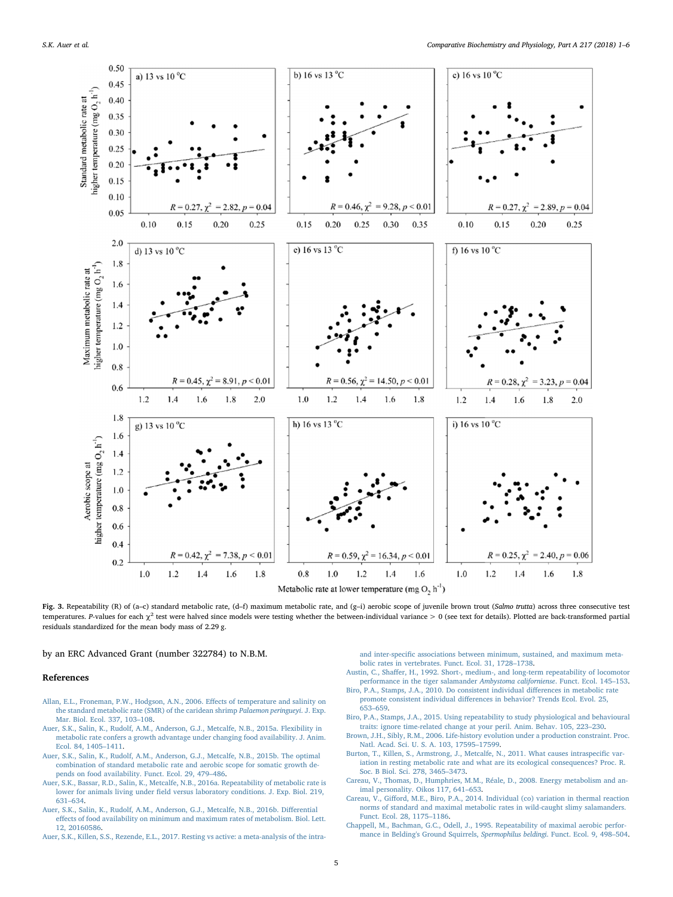**Fig. 3.** Repeatability (R) of (a–c) standard metabolic rate, (d–f) maximum metabolic rate, and (g–i) aerobic scope of juvenile brown trout (*Salmo trutta*) across three consecutive test temperatures. *P*-values for each $\chi^2$ test were halved since models were testing whether the between-individual variance > 0 (see text for details). Plotted are back-transformed partial residuals standardized for the mean body mass of 2.29 g.

by an ERC Advanced Grant (number 322784) to N.B.M.

## References

Allan, E.L., Froneman, P.W., Hodgson, A.N., 2006. Effects of temperature and salinity on the standard metabolic rate (SMR) of the caridean shrimp *Palaemon peringueyi*. J. Exp. Mar. Biol. Ecol. 337, 103–108.

Auer, S.K., Salin, K., Rudolf, A.M., Anderson, G.J., Metcalfe, N.B., 2015a. Flexibility in metabolic rate confers a growth advantage under changing food availability. J. Anim. Ecol. 84, 1405–1411.

Auer, S.K., Salin, K., Rudolf, A.M., Anderson, G.J., Metcalfe, N.B., 2015b. The optimal combination of standard metabolic rate and aerobic scope for somatic growth depends on food availability. Funct. Ecol. 29, 479–486.

Auer, S.K., Bassar, R.D., Salin, K., Metcalfe, N.B., 2016a. Repeatability of metabolic rate is lower for animals living under field versus laboratory conditions. J. Exp. Biol. 219, 631–634.

Auer, S.K., Salin, K., Rudolf, A.M., Anderson, G.J., Metcalfe, N.B., 2016b. Differential effects of food availability on minimum and maximum rates of metabolism. Biol. Lett. 12, 20160586.

Auer, S.K., Killen, S.S., Rezende, E.L., 2017. Resting vs active: a meta-analysis of the intra- and inter-specific associations between minimum, sustained, and maximum metabolic rates in vertebrates. Funct. Ecol. 31, 1728–1738.

Austin, C., Shaffer, H., 1992. Short-, medium-, and long-term repeatability of locomotor performance in the tiger salamander *Ambystoma californiense*. Funct. Ecol. 145–153.

Biro, P.A., Stamps, J.A., 2010. Do consistent individual differences in metabolic rate promote consistent individual differences in behavior? Trends Ecol. Evol. 25, 653–659.

Biro, P.A., Stamps, J.A., 2015. Using repeatability to study physiological and behavioural traits: ignore time-related change at your peril. Anim. Behav. 105, 223–230.

Brown, J.H., Sibly, R.M., 2006. Life-history evolution under a production constraint. Proc. Natl. Acad. Sci. U. S. A. 103, 17595–17599.

Burton, T., Killen, S., Armstrong, J., Metcalfe, N., 2011. What causes intraspecific variation in resting metabolic rate and what are its ecological consequences? Proc. R. Soc. B Biol. Sci. 278, 3465–3473.

Careau, V., Thomas, D., Humphries, M.M., Réale, D., 2008. Energy metabolism and animal personality. Oikos 117, 641–653.

Careau, V., Gifford, M.E., Biro, P.A., 2014. Individual (co) variation in thermal reaction norms of standard and maximal metabolic rates in wild-caught slimy salamanders. Funct. Ecol. 28, 1175–1186.

Chappell, M., Bachman, G.C., Odell, J., 1995. Repeatability of maximal aerobic performance in Belding's Ground Squirrels, *Spermophilus beldingi*. Funct. Ecol. 9, 498–504.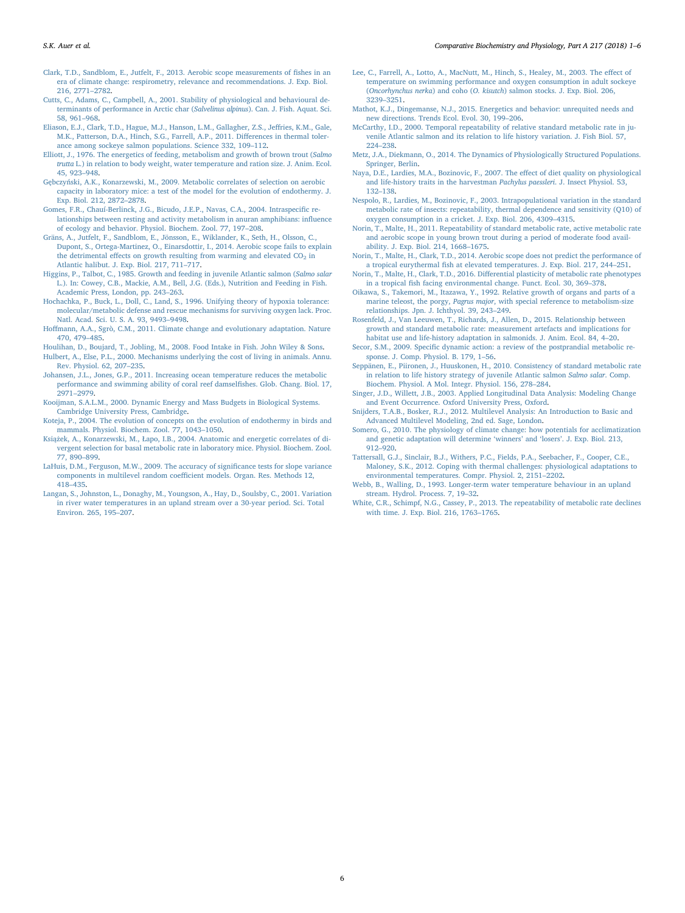Clark, T.D., Sandblom, E., Jutfelt, F., 2013. Aerobic scope measurements of fishes in an era of climate change: respirometry, relevance and recommendations. J. Exp. Biol. 216, 2771–2782.

Cutts, C., Adams, C., Campbell, A., 2001. Stability of physiological and behavioural determinants of performance in Arctic char (*Salvelinus alpinus*). Can. J. Fish. Aquat. Sci. 58, 961–968.

Eliason, E.J., Clark, T.D., Hague, M.J., Hanson, L.M., Gallagher, Z.S., Jeffries, K.M., Gale, M.K., Patterson, D.A., Hinch, S.G., Farrell, A.P., 2011. Differences in thermal tolerance among sockeye salmon populations. Science 332, 109–112.

Elliott, J., 1976. The energetics of feeding, metabolism and growth of brown trout (*Salmo trutta* L.) in relation to body weight, water temperature and ration size. J. Anim. Ecol. 45, 923–948.

Gębczyński, A.K., Konarzewski, M., 2009. Metabolic correlates of selection on aerobic capacity in laboratory mice: a test of the model for the evolution of endothermy. J. Exp. Biol. 212, 2872–2878.

Gomes, F.R., Chauí-Berlinck, J.G., Bicudo, J.E.P., Navas, C.A., 2004. Intraspecific relationships between resting and activity metabolism in anuran amphibians: influence of ecology and behavior. Physiol. Biochem. Zool. 77, 197–208.

Gräns, A., Jutfelt, F., Sandblom, E., Jönsson, E., Wiklander, K., Seth, H., Olsson, C., Dupont, S., Ortega-Martinez, O., Einarsdottir, I., 2014. Aerobic scope fails to explain the detrimental effects on growth resulting from warming and elevated $CO_2$ in Atlantic halibut. J. Exp. Biol. 217, 711–717.

Higgins, P., Talbot, C., 1985. Growth and feeding in juvenile Atlantic salmon (*Salmo salar* L.). In: Cowey, C.B., Mackie, A.M., Bell, J.G. (Eds.), Nutrition and Feeding in Fish. Academic Press, London, pp. 243–263.

Hochachka, P., Buck, L., Doll, C., Land, S., 1996. Unifying theory of hypoxia tolerance: molecular/metabolic defense and rescue mechanisms for surviving oxygen lack. Proc. Natl. Acad. Sci. U. S. A. 93, 9493–9498.

Hoffmann, A.A., Sgrò, C.M., 2011. Climate change and evolutionary adaptation. Nature 470, 479–485.

Houlihan, D., Boujard, T., Jobling, M., 2008. Food Intake in Fish. John Wiley & Sons.

Hulbert, A., Else, P.L., 2000. Mechanisms underlying the cost of living in animals. Annu. Rev. Physiol. 62, 207–235.

Johansen, J.L., Jones, G.P., 2011. Increasing ocean temperature reduces the metabolic performance and swimming ability of coral reef damselfishes. Glob. Chang. Biol. 17, 2971–2979.

Kooijman, S.A.L.M., 2000. Dynamic Energy and Mass Budgets in Biological Systems. Cambridge University Press, Cambridge.

Koteja, P., 2004. The evolution of concepts on the evolution of endothermy in birds and mammals. Physiol. Biochem. Zool. 77, 1043–1050.

Książek, A., Konarzewski, M., Łapo, I.B., 2004. Anatomic and energetic correlates of divergent selection for basal metabolic rate in laboratory mice. Physiol. Biochem. Zool. 77, 890–899.

LaHuis, D.M., Ferguson, M.W., 2009. The accuracy of significance tests for slope variance components in multilevel random coefficient models. Organ. Res. Methods 12, 418–435.

Langan, S., Johnston, L., Donaghy, M., Youngson, A., Hay, D., Soulsby, C., 2001. Variation in river water temperatures in an upland stream over a 30-year period. Sci. Total Environ. 265, 195–207.

Lee, C., Farrell, A., Lotto, A., MacNutt, M., Hinch, S., Healey, M., 2003. The effect of temperature on swimming performance and oxygen consumption in adult sockeye (*Oncorhynchus nerka*) and coho (*O. kisutch*) salmon stocks. J. Exp. Biol. 206, 3239–3251.

Mathot, K.J., Dingemanse, N.J., 2015. Energetics and behavior: unrequited needs and new directions. Trends Ecol. Evol. 30, 199–206.

McCarthy, I.D., 2000. Temporal repeatability of relative standard metabolic rate in juvenile Atlantic salmon and its relation to life history variation. J. Fish Biol. 57, 224–238.

Metz, J.A., Diekmann, O., 2014. The Dynamics of Physiologically Structured Populations. Springer, Berlin.

Naya, D.E., Lardies, M.A., Bozinovic, F., 2007. The effect of diet quality on physiological and life-history traits in the harvestman *Pachylus paessleri*. J. Insect Physiol. 53, 132–138.

Nespolo, R., Lardies, M., Bozinovic, F., 2003. Intrapopulational variation in the standard metabolic rate of insects: repeatability, thermal dependence and sensitivity (Q10) of oxygen consumption in a cricket. J. Exp. Biol. 206, 4309–4315.

Norin, T., Malte, H., 2011. Repeatability of standard metabolic rate, active metabolic rate and aerobic scope in young brown trout during a period of moderate food availability. J. Exp. Biol. 214, 1668–1675.

Norin, T., Malte, H., Clark, T.D., 2014. Aerobic scope does not predict the performance of a tropical eurythermal fish at elevated temperatures. J. Exp. Biol. 217, 244–251.

Norin, T., Malte, H., Clark, T.D., 2016. Differential plasticity of metabolic rate phenotypes in a tropical fish facing environmental change. Funct. Ecol. 30, 369–378.

Oikawa, S., Takemori, M., Itazawa, Y., 1992. Relative growth of organs and parts of a marine teleost, the porgy, *Pagrus major*, with special reference to metabolism-size relationships. Jpn. J. Ichthyol. 39, 243–249.

Rosenfeld, J., Van Leeuwen, T., Richards, J., Allen, D., 2015. Relationship between growth and standard metabolic rate: measurement artefacts and implications for habitat use and life-history adaptation in salmonids. J. Anim. Ecol. 84, 4–20.

Secor, S.M., 2009. Specific dynamic action: a review of the postprandial metabolic response. J. Comp. Physiol. B. 179, 1–56.

Seppänen, E., Piironen, J., Huuskonen, H., 2010. Consistency of standard metabolic rate in relation to life history strategy of juvenile Atlantic salmon *Salmo salar*. Comp. Biochem. Physiol. A Mol. Integr. Physiol. 156, 278–284.

Singer, J.D., Willett, J.B., 2003. Applied Longitudinal Data Analysis: Modeling Change and Event Occurrence. Oxford University Press, Oxford.

Snijders, T.A.B., Bosker, R.J., 2012. Multilevel Analysis: An Introduction to Basic and Advanced Multilevel Modeling, 2nd ed. Sage, London.

Somero, G., 2010. The physiology of climate change: how potentials for acclimatization and genetic adaptation will determine 'winners' and 'losers'. J. Exp. Biol. 213, 912–920.

Tattersall, G.J., Sinclair, B.J., Withers, P.C., Fields, P.A., Seebacher, F., Cooper, C.E., Maloney, S.K., 2012. Coping with thermal challenges: physiological adaptations to environmental temperatures. Compr. Physiol. 2, 2151–2202.

Webb, B., Walling, D., 1993. Longer-term water temperature behaviour in an upland stream. Hydrol. Process. 7, 19–32.

White, C.R., Schimpf, N.G., Cassey, P., 2013. The repeatability of metabolic rate declines with time. J. Exp. Biol. 216, 1763–1765.